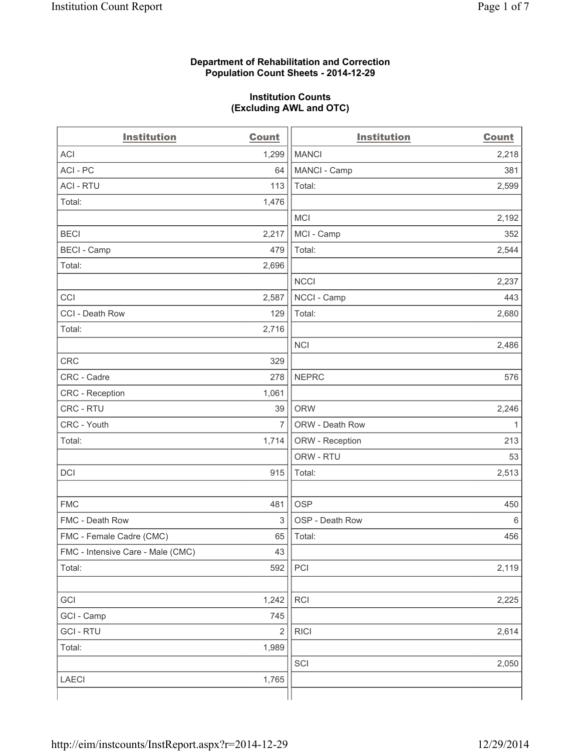**Department of Rehabilitation and Correction**
**Population Count Sheets - 2014-12-29**

**Institution Counts**
**(Excluding AWL and OTC)**

| Institution | Count | Institution | Count |
|---|---|---|---|
| ACI | 1,299 | MANCI | 2,218 |
| ACI - PC | 64 | MANCI - Camp | 381 |
| ACI - RTU | 113 | Total: | 2,599 |
| Total: | 1,476 | | |
| | | MCI | 2,192 |
| BECI | 2,217 | MCI - Camp | 352 |
| BECI - Camp | 479 | Total: | 2,544 |
| Total: | 2,696 | | |
| | | NCCI | 2,237 |
| CCI | 2,587 | NCCI - Camp | 443 |
| CCI - Death Row | 129 | Total: | 2,680 |
| Total: | 2,716 | | |
| | | NCI | 2,486 |
| CRC | 329 | | |
| CRC - Cadre | 278 | NEPRC | 576 |
| CRC - Reception | 1,061 | | |
| CRC - RTU | 39 | ORW | 2,246 |
| CRC - Youth | 7 | ORW - Death Row | 1 |
| Total: | 1,714 | ORW - Reception | 213 |
| | | ORW - RTU | 53 |
| DCI | 915 | Total: | 2,513 |
| | | | |
| FMC | 481 | OSP | 450 |
| FMC - Death Row | 3 | OSP - Death Row | 6 |
| FMC - Female Cadre (CMC) | 65 | Total: | 456 |
| FMC - Intensive Care - Male (CMC) | 43 | | |
| Total: | 592 | PCI | 2,119 |
| | | | |
| GCI | 1,242 | RCI | 2,225 |
| GCI - Camp | 745 | | |
| GCI - RTU | 2 | RICI | 2,614 |
| Total: | 1,989 | | |
| | | SCI | 2,050 |
| LAECI | 1,765 | | |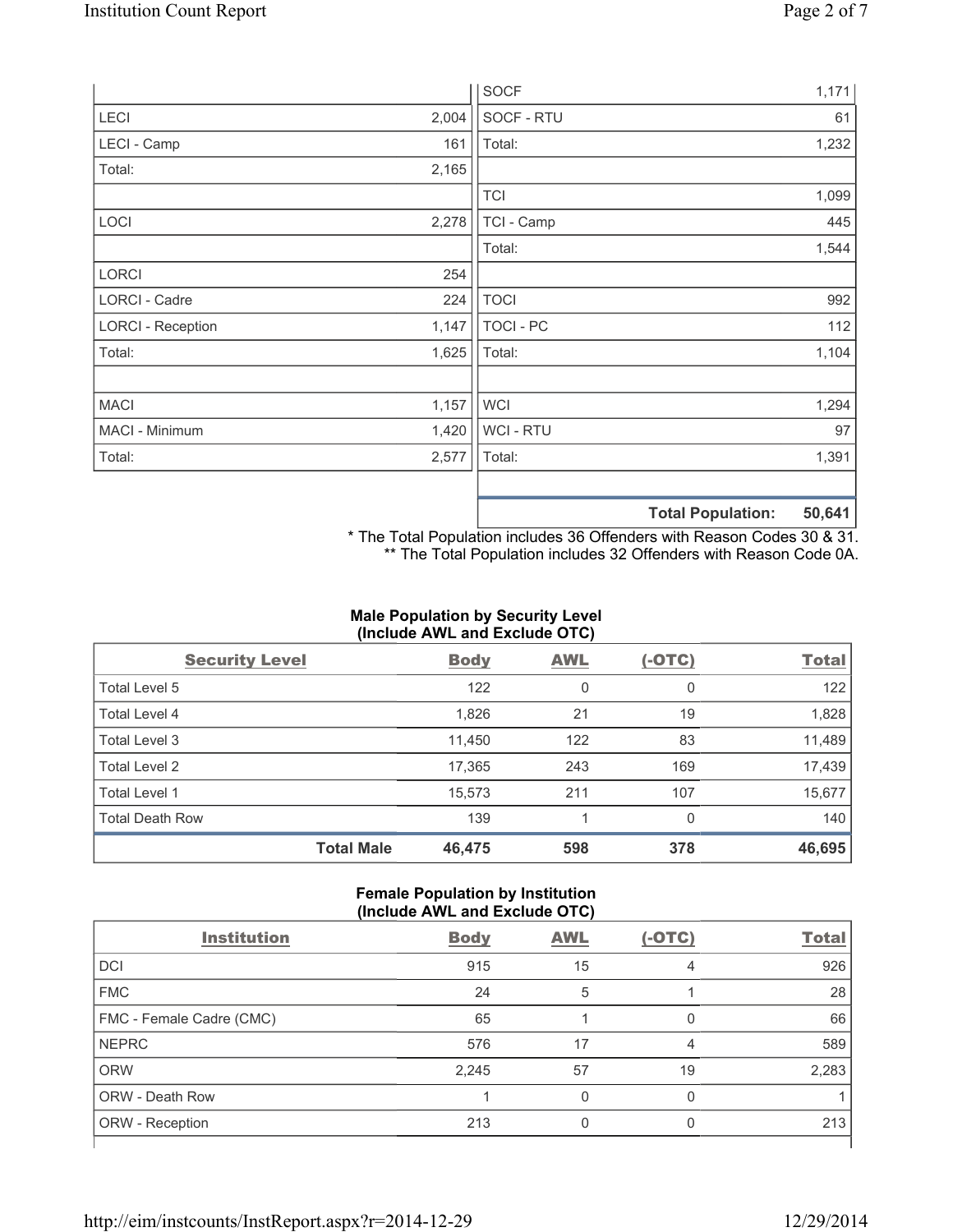| | |
|---|---|
| LECI | 2,004 |
| LECI - Camp | 161 |
| Total: | 2,165 |
| | |
| LOCI | 2,278 |
| | |
| LORCI | 254 |
| LORCI - Cadre | 224 |
| LORCI - Reception | 1,147 |
| Total: | 1,625 |
| | |
| MACI | 1,157 |
| MACI - Minimum | 1,420 |
| Total: | 2,577 |

| | |
|---|---|
| SOCF | 1,171 |
| SOCF - RTU | 61 |
| Total: | 1,232 |
| | |
| TCI | 1,099 |
| TCI - Camp | 445 |
| Total: | 1,544 |
| | |
| TOCI | 992 |
| TOCI - PC | 112 |
| Total: | 1,104 |
| | |
| WCI | 1,294 |
| WCI - RTU | 97 |
| Total: | 1,391 |
| | |
| **Total Population:** | **50,641** |

* The Total Population includes 36 Offenders with Reason Codes 30 & 31.
** The Total Population includes 32 Offenders with Reason Code 0A.

### Male Population by Security Level (Include AWL and Exclude OTC)

| Security Level | Body | AWL | (-OTC) | Total |
|---|---|---|---|---|
| Total Level 5 | 122 | 0 | 0 | 122 |
| Total Level 4 | 1,826 | 21 | 19 | 1,828 |
| Total Level 3 | 11,450 | 122 | 83 | 11,489 |
| Total Level 2 | 17,365 | 243 | 169 | 17,439 |
| Total Level 1 | 15,573 | 211 | 107 | 15,677 |
| Total Death Row | 139 | 1 | 0 | 140 |
| **Total Male** | **46,475** | **598** | **378** | **46,695** |

### Female Population by Institution (Include AWL and Exclude OTC)

| Institution | Body | AWL | (-OTC) | Total |
|---|---|---|---|---|
| DCI | 915 | 15 | 4 | 926 |
| FMC | 24 | 5 | 1 | 28 |
| FMC - Female Cadre (CMC) | 65 | 1 | 0 | 66 |
| NEPRC | 576 | 17 | 4 | 589 |
| ORW | 2,245 | 57 | 19 | 2,283 |
| ORW - Death Row | 1 | 0 | 0 | 1 |
| ORW - Reception | 213 | 0 | 0 | 213 |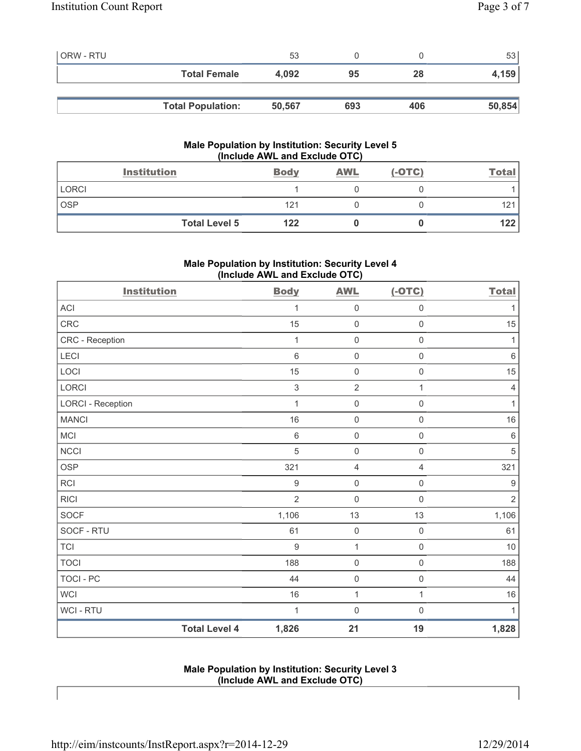| ORW - RTU | 53 | 0 | 0 | 53 |
|---|---|---|---|---|
| **Total Female** | **4,092** | **95** | **28** | **4,159** |

| **Total Population:** | **50,567** | **693** | **406** | **50,854** |
|---|---|---|---|---|

### Male Population by Institution: Security Level 5 (Include AWL and Exclude OTC)

| Institution | Body | AWL | (-OTC) | Total |
|---|---|---|---|---|
| LORCI | 1 | 0 | 0 | 1 |
| OSP | 121 | 0 | 0 | 121 |
| **Total Level 5** | **122** | **0** | **0** | **122** |

### Male Population by Institution: Security Level 4 (Include AWL and Exclude OTC)

| Institution | Body | AWL | (-OTC) | Total |
|---|---|---|---|---|
| ACI | 1 | 0 | 0 | 1 |
| CRC | 15 | 0 | 0 | 15 |
| CRC - Reception | 1 | 0 | 0 | 1 |
| LECI | 6 | 0 | 0 | 6 |
| LOCI | 15 | 0 | 0 | 15 |
| LORCI | 3 | 2 | 1 | 4 |
| LORCI - Reception | 1 | 0 | 0 | 1 |
| MANCI | 16 | 0 | 0 | 16 |
| MCI | 6 | 0 | 0 | 6 |
| NCCI | 5 | 0 | 0 | 5 |
| OSP | 321 | 4 | 4 | 321 |
| RCI | 9 | 0 | 0 | 9 |
| RICI | 2 | 0 | 0 | 2 |
| SOCF | 1,106 | 13 | 13 | 1,106 |
| SOCF - RTU | 61 | 0 | 0 | 61 |
| TCI | 9 | 1 | 0 | 10 |
| TOCI | 188 | 0 | 0 | 188 |
| TOCI - PC | 44 | 0 | 0 | 44 |
| WCI | 16 | 1 | 1 | 16 |
| WCI - RTU | 1 | 0 | 0 | 1 |
| **Total Level 4** | **1,826** | **21** | **19** | **1,828** |

### Male Population by Institution: Security Level 3 (Include AWL and Exclude OTC)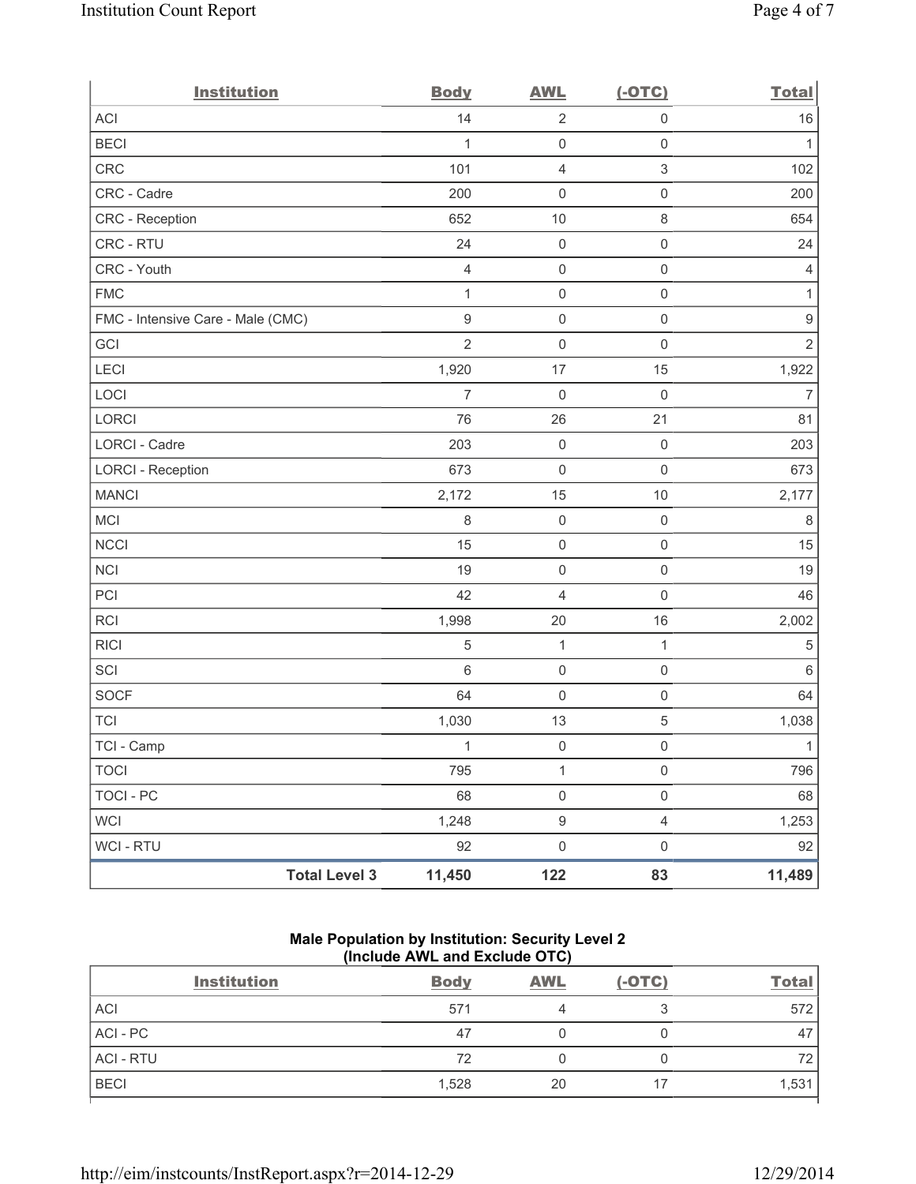| Institution | Body | AWL | (-OTC) | Total |
|---|---|---|---|---|
| ACI | 14 | 2 | 0 | 16 |
| BECI | 1 | 0 | 0 | 1 |
| CRC | 101 | 4 | 3 | 102 |
| CRC - Cadre | 200 | 0 | 0 | 200 |
| CRC - Reception | 652 | 10 | 8 | 654 |
| CRC - RTU | 24 | 0 | 0 | 24 |
| CRC - Youth | 4 | 0 | 0 | 4 |
| FMC | 1 | 0 | 0 | 1 |
| FMC - Intensive Care - Male (CMC) | 9 | 0 | 0 | 9 |
| GCI | 2 | 0 | 0 | 2 |
| LECI | 1,920 | 17 | 15 | 1,922 |
| LOCI | 7 | 0 | 0 | 7 |
| LORCI | 76 | 26 | 21 | 81 |
| LORCI - Cadre | 203 | 0 | 0 | 203 |
| LORCI - Reception | 673 | 0 | 0 | 673 |
| MANCI | 2,172 | 15 | 10 | 2,177 |
| MCI | 8 | 0 | 0 | 8 |
| NCCI | 15 | 0 | 0 | 15 |
| NCI | 19 | 0 | 0 | 19 |
| PCI | 42 | 4 | 0 | 46 |
| RCI | 1,998 | 20 | 16 | 2,002 |
| RICI | 5 | 1 | 1 | 5 |
| SCI | 6 | 0 | 0 | 6 |
| SOCF | 64 | 0 | 0 | 64 |
| TCI | 1,030 | 13 | 5 | 1,038 |
| TCI - Camp | 1 | 0 | 0 | 1 |
| TOCI | 795 | 1 | 0 | 796 |
| TOCI - PC | 68 | 0 | 0 | 68 |
| WCI | 1,248 | 9 | 4 | 1,253 |
| WCI - RTU | 92 | 0 | 0 | 92 |
| **Total Level 3** | **11,450** | **122** | **83** | **11,489** |

### Male Population by Institution: Security Level 2 (Include AWL and Exclude OTC)

| Institution | Body | AWL | (-OTC) | Total |
|---|---|---|---|---|
| ACI | 571 | 4 | 3 | 572 |
| ACI - PC | 47 | 0 | 0 | 47 |
| ACI - RTU | 72 | 0 | 0 | 72 |
| BECI | 1,528 | 20 | 17 | 1,531 |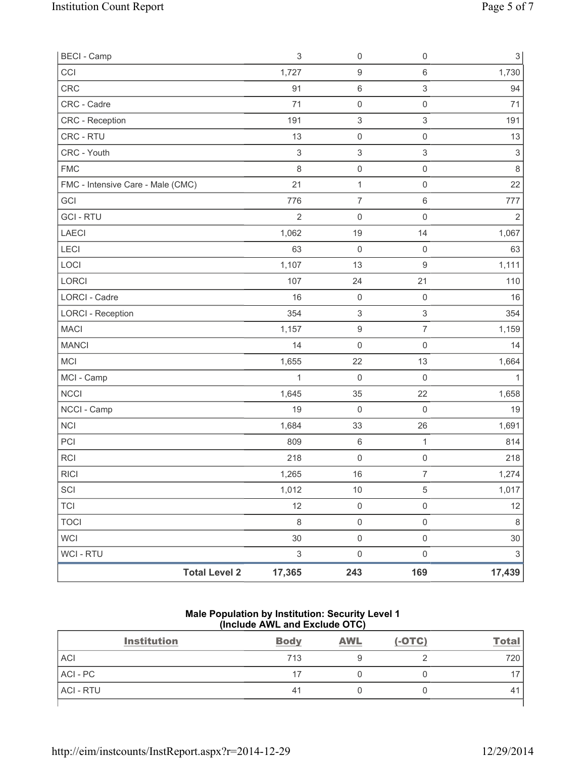| | Body | AWL | (-OTC) | Total |
|---|---|---|---|---|
| BECI - Camp | 3 | 0 | 0 | 3 |
| CCI | 1,727 | 9 | 6 | 1,730 |
| CRC | 91 | 6 | 3 | 94 |
| CRC - Cadre | 71 | 0 | 0 | 71 |
| CRC - Reception | 191 | 3 | 3 | 191 |
| CRC - RTU | 13 | 0 | 0 | 13 |
| CRC - Youth | 3 | 3 | 3 | 3 |
| FMC | 8 | 0 | 0 | 8 |
| FMC - Intensive Care - Male (CMC) | 21 | 1 | 0 | 22 |
| GCI | 776 | 7 | 6 | 777 |
| GCI - RTU | 2 | 0 | 0 | 2 |
| LAECI | 1,062 | 19 | 14 | 1,067 |
| LECI | 63 | 0 | 0 | 63 |
| LOCI | 1,107 | 13 | 9 | 1,111 |
| LORCI | 107 | 24 | 21 | 110 |
| LORCI - Cadre | 16 | 0 | 0 | 16 |
| LORCI - Reception | 354 | 3 | 3 | 354 |
| MACI | 1,157 | 9 | 7 | 1,159 |
| MANCI | 14 | 0 | 0 | 14 |
| MCI | 1,655 | 22 | 13 | 1,664 |
| MCI - Camp | 1 | 0 | 0 | 1 |
| NCCI | 1,645 | 35 | 22 | 1,658 |
| NCCI - Camp | 19 | 0 | 0 | 19 |
| NCI | 1,684 | 33 | 26 | 1,691 |
| PCI | 809 | 6 | 1 | 814 |
| RCI | 218 | 0 | 0 | 218 |
| RICI | 1,265 | 16 | 7 | 1,274 |
| SCI | 1,012 | 10 | 5 | 1,017 |
| TCI | 12 | 0 | 0 | 12 |
| TOCI | 8 | 0 | 0 | 8 |
| WCI | 30 | 0 | 0 | 30 |
| WCI - RTU | 3 | 0 | 0 | 3 |
| **Total Level 2** | **17,365** | **243** | **169** | **17,439** |

**Male Population by Institution: Security Level 1 (Include AWL and Exclude OTC)**

| Institution | Body | AWL | (-OTC) | Total |
|---|---|---|---|---|
| ACI | 713 | 9 | 2 | 720 |
| ACI - PC | 17 | 0 | 0 | 17 |
| ACI - RTU | 41 | 0 | 0 | 41 |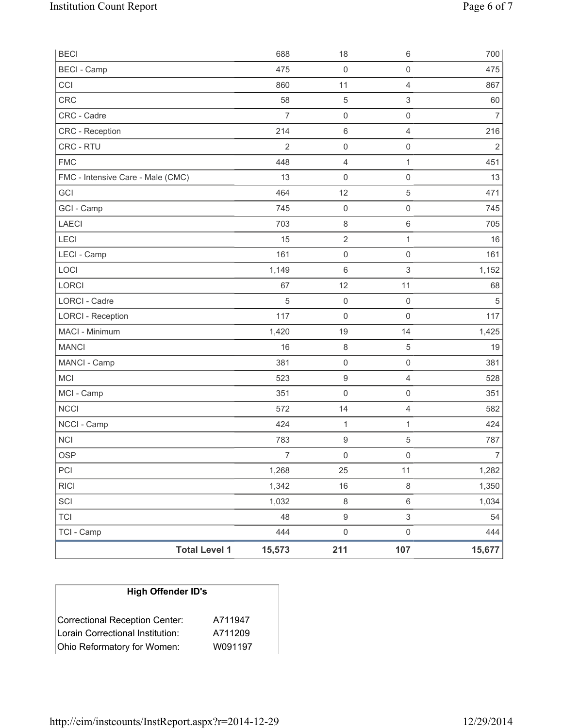| | | | | |
|---|---|---|---|---|
| BECI | 688 | 18 | 6 | 700 |
| BECI - Camp | 475 | 0 | 0 | 475 |
| CCI | 860 | 11 | 4 | 867 |
| CRC | 58 | 5 | 3 | 60 |
| CRC - Cadre | 7 | 0 | 0 | 7 |
| CRC - Reception | 214 | 6 | 4 | 216 |
| CRC - RTU | 2 | 0 | 0 | 2 |
| FMC | 448 | 4 | 1 | 451 |
| FMC - Intensive Care - Male (CMC) | 13 | 0 | 0 | 13 |
| GCI | 464 | 12 | 5 | 471 |
| GCI - Camp | 745 | 0 | 0 | 745 |
| LAECI | 703 | 8 | 6 | 705 |
| LECI | 15 | 2 | 1 | 16 |
| LECI - Camp | 161 | 0 | 0 | 161 |
| LOCI | 1,149 | 6 | 3 | 1,152 |
| LORCI | 67 | 12 | 11 | 68 |
| LORCI - Cadre | 5 | 0 | 0 | 5 |
| LORCI - Reception | 117 | 0 | 0 | 117 |
| MACI - Minimum | 1,420 | 19 | 14 | 1,425 |
| MANCI | 16 | 8 | 5 | 19 |
| MANCI - Camp | 381 | 0 | 0 | 381 |
| MCI | 523 | 9 | 4 | 528 |
| MCI - Camp | 351 | 0 | 0 | 351 |
| NCCI | 572 | 14 | 4 | 582 |
| NCCI - Camp | 424 | 1 | 1 | 424 |
| NCI | 783 | 9 | 5 | 787 |
| OSP | 7 | 0 | 0 | 7 |
| PCI | 1,268 | 25 | 11 | 1,282 |
| RICI | 1,342 | 16 | 8 | 1,350 |
| SCI | 1,032 | 8 | 6 | 1,034 |
| TCI | 48 | 9 | 3 | 54 |
| TCI - Camp | 444 | 0 | 0 | 444 |
| **Total Level 1** | **15,573** | **211** | **107** | **15,677** |

| High Offender ID's | |
|---|---|
| Correctional Reception Center: | A711947 |
| Lorain Correctional Institution: | A711209 |
| Ohio Reformatory for Women: | W091197 |